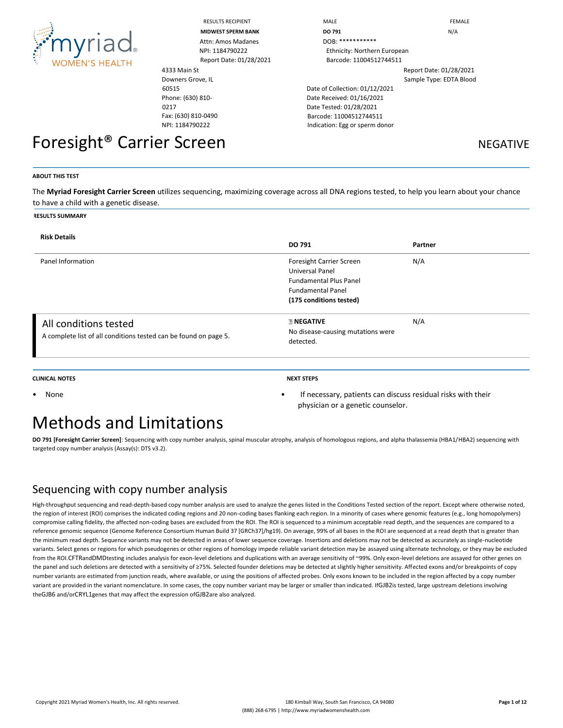myriad WOMEN'S HEALTH

| RESULTS RECIPIENT | MALE | FEMALE |
| --- | --- | --- |
| **MIDWEST SPERM BANK** | **DO 791** | N/A |
| Attn: Amos Madanes | DOB: *********** | |
| NPI: 1184790222 | Ethnicity: Northern European | |
| Report Date: 01/28/2021 | Barcode: 11004512744511 | |

4333 Main St
Downers Grove, IL
60515
Phone: (630) 810-0217
Fax: (630) 810-0490
NPI: 1184790222

Report Date: 01/28/2021
Sample Type: EDTA Blood
Date of Collection: 01/12/2021
Date Received: 01/16/2021
Date Tested: 01/28/2021
Barcode: 11004512744511
Indication: Egg or sperm donor

# Foresight® Carrier Screen

NEGATIVE

**ABOUT THIS TEST**

The **Myriad Foresight Carrier Screen** utilizes sequencing, maximizing coverage across all DNA regions tested, to help you learn about your chance to have a child with a genetic disease.

**RESULTS SUMMARY**

| **Risk Details** | **DO 791** | **Partner** |
| --- | --- | --- |
| Panel Information | Foresight Carrier Screen<br>Universal Panel<br>Fundamental Plus Panel<br>Fundamental Panel<br>**(175 conditions tested)** | N/A |
| All conditions tested<br>A complete list of all conditions tested can be found on page 5. | **NEGATIVE**<br>No disease-causing mutations were detected. | N/A |

**CLINICAL NOTES**

- None

**NEXT STEPS**

- If necessary, patients can discuss residual risks with their physician or a genetic counselor.

# Methods and Limitations

**DO 791 [Foresight Carrier Screen]**: Sequencing with copy number analysis, spinal muscular atrophy, analysis of homologous regions, and alpha thalassemia (HBA1/HBA2) sequencing with targeted copy number analysis (Assay(s): DTS v3.2).

## Sequencing with copy number analysis

High-throughput sequencing and read-depth-based copy number analysis are used to analyze the genes listed in the Conditions Tested section of the report. Except where otherwise noted, the region of interest (ROI) comprises the indicated coding regions and 20 non-coding bases flanking each region. In a minority of cases where genomic features (e.g., long homopolymers) compromise calling fidelity, the affected non-coding bases are excluded from the ROI. The ROI is sequenced to a minimum acceptable read depth, and the sequences are compared to a reference genomic sequence (Genome Reference Consortium Human Build 37 [GRCh37]/hg19). On average, 99% of all bases in the ROI are sequenced at a read depth that is greater than the minimum read depth. Sequence variants may not be detected in areas of lower sequence coverage. Insertions and deletions may not be detected as accurately as single-nucleotide variants. Select genes or regions for which pseudogenes or other regions of homology impede reliable variant detection may be assayed using alternate technology, or they may be excluded from the ROI. CFTR and DMD testing includes analysis for exon-level deletions and duplications with an average sensitivity of ~99%. Only exon-level deletions are assayed for other genes on the panel and such deletions are detected with a sensitivity of ≥75%. Selected founder deletions may be detected at slightly higher sensitivity. Affected exons and/or breakpoints of copy number variants are estimated from junction reads, where available, or using the positions of affected probes. Only exons known to be included in the region affected by a copy number variant are provided in the variant nomenclature. In some cases, the copy number variant may be larger or smaller than indicated. If GJB2 is tested, large upstream deletions involving the GJB6 and/or CRYL1 genes that may affect the expression of GJB2 are also analyzed.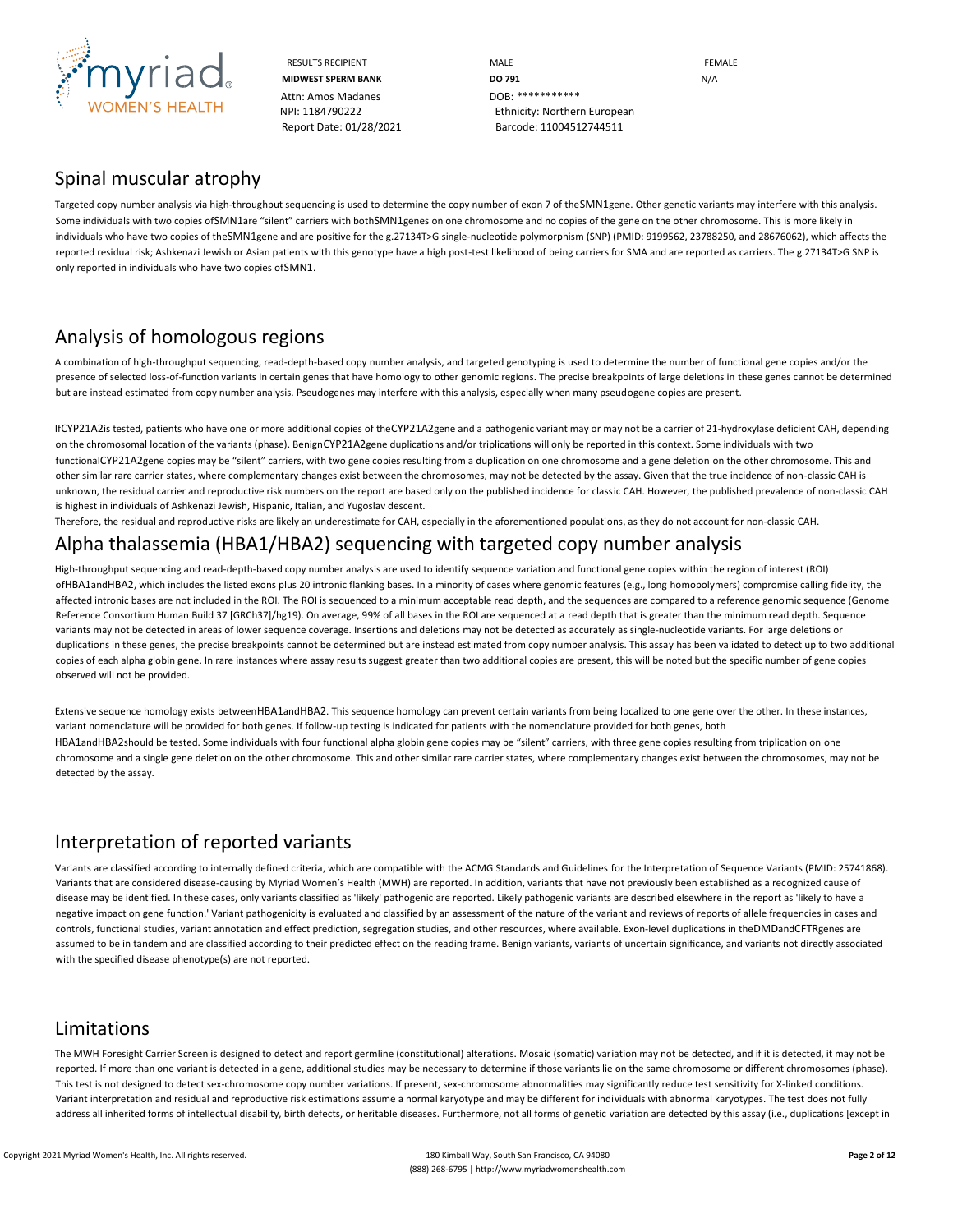| RESULTS RECIPIENT | MALE | FEMALE |
| --- | --- | --- |
| **MIDWEST SPERM BANK** | **DO 791** | N/A |
| Attn: Amos Madanes | DOB: *********** | |
| NPI: 1184790222 | Ethnicity: Northern European | |
| Report Date: 01/28/2021 | Barcode: 11004512744511 | |

## Spinal muscular atrophy

Targeted copy number analysis via high-throughput sequencing is used to determine the copy number of exon 7 of theSMN1gene. Other genetic variants may interfere with this analysis. Some individuals with two copies ofSMN1are "silent" carriers with bothSMN1genes on one chromosome and no copies of the gene on the other chromosome. This is more likely in individuals who have two copies of theSMN1gene and are positive for the g.27134T>G single-nucleotide polymorphism (SNP) (PMID: 9199562, 23788250, and 28676062), which affects the reported residual risk; Ashkenazi Jewish or Asian patients with this genotype have a high post-test likelihood of being carriers for SMA and are reported as carriers. The g.27134T>G SNP is only reported in individuals who have two copies ofSMN1.

## Analysis of homologous regions

A combination of high-throughput sequencing, read-depth-based copy number analysis, and targeted genotyping is used to determine the number of functional gene copies and/or the presence of selected loss-of-function variants in certain genes that have homology to other genomic regions. The precise breakpoints of large deletions in these genes cannot be determined but are instead estimated from copy number analysis. Pseudogenes may interfere with this analysis, especially when many pseudogene copies are present.

IfCYP21A2is tested, patients who have one or more additional copies of theCYP21A2gene and a pathogenic variant may or may not be a carrier of 21-hydroxylase deficient CAH, depending on the chromosomal location of the variants (phase). BenignCYP21A2gene duplications and/or triplications will only be reported in this context. Some individuals with two functionalCYP21A2gene copies may be "silent" carriers, with two gene copies resulting from a duplication on one chromosome and a gene deletion on the other chromosome. This and other similar rare carrier states, where complementary changes exist between the chromosomes, may not be detected by the assay. Given that the true incidence of non-classic CAH is unknown, the residual carrier and reproductive risk numbers on the report are based only on the published incidence for classic CAH. However, the published prevalence of non-classic CAH is highest in individuals of Ashkenazi Jewish, Hispanic, Italian, and Yugoslav descent.

Therefore, the residual and reproductive risks are likely an underestimate for CAH, especially in the aforementioned populations, as they do not account for non-classic CAH.

## Alpha thalassemia (HBA1/HBA2) sequencing with targeted copy number analysis

High-throughput sequencing and read-depth-based copy number analysis are used to identify sequence variation and functional gene copies within the region of interest (ROI) ofHBA1andHBA2, which includes the listed exons plus 20 intronic flanking bases. In a minority of cases where genomic features (e.g., long homopolymers) compromise calling fidelity, the affected intronic bases are not included in the ROI. The ROI is sequenced to a minimum acceptable read depth, and the sequences are compared to a reference genomic sequence (Genome Reference Consortium Human Build 37 [GRCh37]/hg19). On average, 99% of all bases in the ROI are sequenced at a read depth that is greater than the minimum read depth. Sequence variants may not be detected in areas of lower sequence coverage. Insertions and deletions may not be detected as accurately as single-nucleotide variants. For large deletions or duplications in these genes, the precise breakpoints cannot be determined but are instead estimated from copy number analysis. This assay has been validated to detect up to two additional copies of each alpha globin gene. In rare instances where assay results suggest greater than two additional copies are present, this will be noted but the specific number of gene copies observed will not be provided.

Extensive sequence homology exists betweenHBA1andHBA2. This sequence homology can prevent certain variants from being localized to one gene over the other. In these instances, variant nomenclature will be provided for both genes. If follow-up testing is indicated for patients with the nomenclature provided for both genes, both HBA1andHBA2should be tested. Some individuals with four functional alpha globin gene copies may be "silent" carriers, with three gene copies resulting from triplication on one chromosome and a single gene deletion on the other chromosome. This and other similar rare carrier states, where complementary changes exist between the chromosomes, may not be detected by the assay.

## Interpretation of reported variants

Variants are classified according to internally defined criteria, which are compatible with the ACMG Standards and Guidelines for the Interpretation of Sequence Variants (PMID: 25741868). Variants that are considered disease-causing by Myriad Women's Health (MWH) are reported. In addition, variants that have not previously been established as a recognized cause of disease may be identified. In these cases, only variants classified as 'likely' pathogenic are reported. Likely pathogenic variants are described elsewhere in the report as 'likely to have a negative impact on gene function.' Variant pathogenicity is evaluated and classified by an assessment of the nature of the variant and reviews of reports of allele frequencies in cases and controls, functional studies, variant annotation and effect prediction, segregation studies, and other resources, where available. Exon-level duplications in theDMDandCFTRgenes are assumed to be in tandem and are classified according to their predicted effect on the reading frame. Benign variants, variants of uncertain significance, and variants not directly associated with the specified disease phenotype(s) are not reported.

## Limitations

The MWH Foresight Carrier Screen is designed to detect and report germline (constitutional) alterations. Mosaic (somatic) variation may not be detected, and if it is detected, it may not be reported. If more than one variant is detected in a gene, additional studies may be necessary to determine if those variants lie on the same chromosome or different chromosomes (phase). This test is not designed to detect sex-chromosome copy number variations. If present, sex-chromosome abnormalities may significantly reduce test sensitivity for X-linked conditions. Variant interpretation and residual and reproductive risk estimations assume a normal karyotype and may be different for individuals with abnormal karyotypes. The test does not fully address all inherited forms of intellectual disability, birth defects, or heritable diseases. Furthermore, not all forms of genetic variation are detected by this assay (i.e., duplications [except in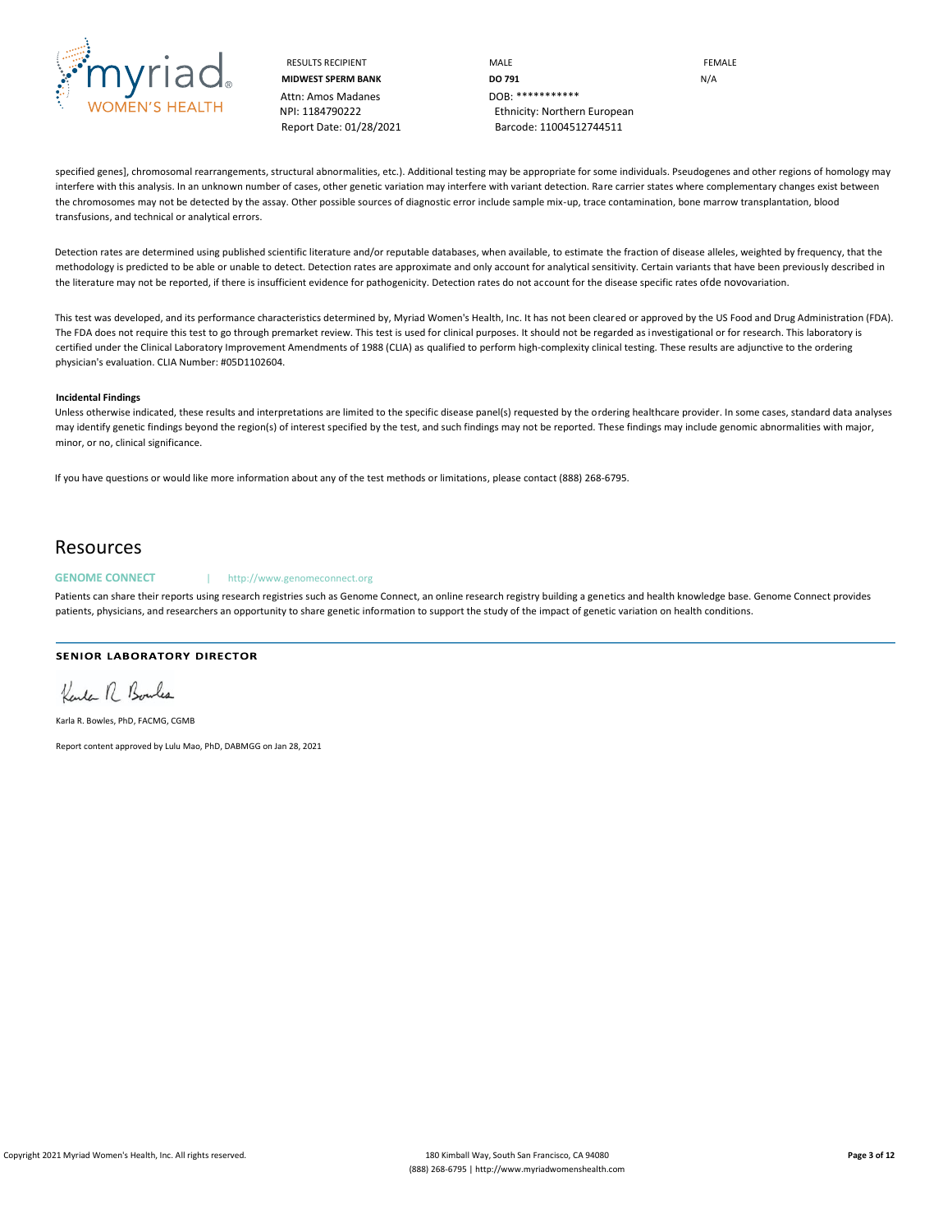| RESULTS RECIPIENT | MALE | FEMALE |
|---|---|---|
| **MIDWEST SPERM BANK** | **DO 791** | N/A |
| Attn: Amos Madanes | DOB: *********** | |
| NPI: 1184790222 | Ethnicity: Northern European | |
| Report Date: 01/28/2021 | Barcode: 11004512744511 | |

specified genes], chromosomal rearrangements, structural abnormalities, etc.). Additional testing may be appropriate for some individuals. Pseudogenes and other regions of homology may interfere with this analysis. In an unknown number of cases, other genetic variation may interfere with variant detection. Rare carrier states where complementary changes exist between the chromosomes may not be detected by the assay. Other possible sources of diagnostic error include sample mix-up, trace contamination, bone marrow transplantation, blood transfusions, and technical or analytical errors.

Detection rates are determined using published scientific literature and/or reputable databases, when available, to estimate the fraction of disease alleles, weighted by frequency, that the methodology is predicted to be able or unable to detect. Detection rates are approximate and only account for analytical sensitivity. Certain variants that have been previously described in the literature may not be reported, if there is insufficient evidence for pathogenicity. Detection rates do not account for the disease specific rates ofde novovariation.

This test was developed, and its performance characteristics determined by, Myriad Women's Health, Inc. It has not been cleared or approved by the US Food and Drug Administration (FDA). The FDA does not require this test to go through premarket review. This test is used for clinical purposes. It should not be regarded as investigational or for research. This laboratory is certified under the Clinical Laboratory Improvement Amendments of 1988 (CLIA) as qualified to perform high-complexity clinical testing. These results are adjunctive to the ordering physician's evaluation. CLIA Number: #05D1102604.

**Incidental Findings**

Unless otherwise indicated, these results and interpretations are limited to the specific disease panel(s) requested by the ordering healthcare provider. In some cases, standard data analyses may identify genetic findings beyond the region(s) of interest specified by the test, and such findings may not be reported. These findings may include genomic abnormalities with major, minor, or no, clinical significance.

If you have questions or would like more information about any of the test methods or limitations, please contact (888) 268-6795.

## Resources

**GENOME CONNECT** | http://www.genomeconnect.org

Patients can share their reports using research registries such as Genome Connect, an online research registry building a genetics and health knowledge base. Genome Connect provides patients, physicians, and researchers an opportunity to share genetic information to support the study of the impact of genetic variation on health conditions.

**SENIOR LABORATORY DIRECTOR**

Karla R. Bowles, PhD, FACMG, CGMB

Report content approved by Lulu Mao, PhD, DABMGG on Jan 28, 2021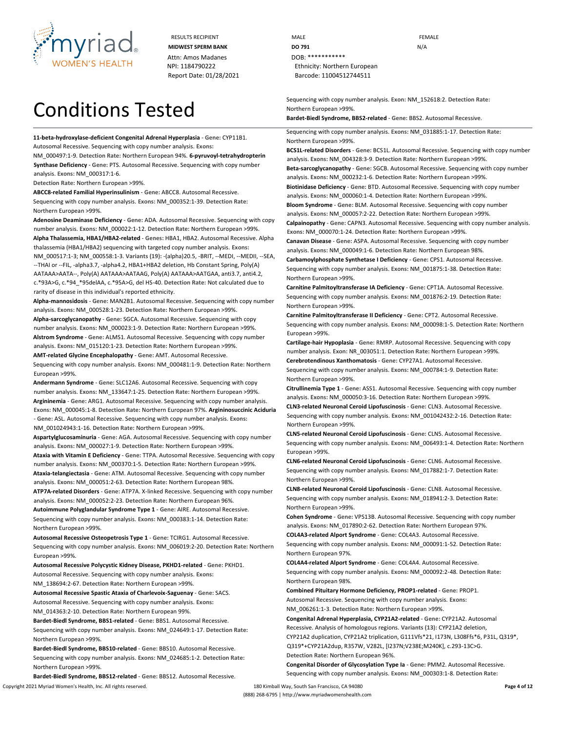RESULTS RECIPIENT
**MIDWEST SPERM BANK**
Attn: Amos Madanes
NPI: 1184790222
Report Date: 01/28/2021

MALE
**DO 791**
DOB: ***********
Ethnicity: Northern European
Barcode: 11004512744511

FEMALE
N/A

# Conditions Tested

**11-beta-hydroxylase-deficient Congenital Adrenal Hyperplasia** - **Gene:** CYP11B1. Autosomal Recessive. Sequencing with copy number analysis. **Exons:** NM_000497:1-9. **Detection Rate:** Northern European 94%.

**6-pyruvoyl-tetrahydropterin Synthase Deficiency** - **Gene:** PTS. Autosomal Recessive. Sequencing with copy number analysis. **Exons:** NM_000317:1-6. **Detection Rate:** Northern European >99%.

**ABCC8-related Familial Hyperinsulinism** - **Gene:** ABCC8. Autosomal Recessive. Sequencing with copy number analysis. **Exons:** NM_000352:1-39. **Detection Rate:** Northern European >99%.

**Adenosine Deaminase Deficiency** - **Gene:** ADA. Autosomal Recessive. Sequencing with copy number analysis. **Exons:** NM_000022:1-12. **Detection Rate:** Northern European >99%.

**Alpha Thalassemia, HBA1/HBA2-related** - **Genes:** HBA1, HBA2. Autosomal Recessive. Alpha thalassemia (HBA1/HBA2) sequencing with targeted copy number analysis. **Exons:** NM_000517:1-3; NM_000558:1-3. **Variants (19):** -(alpha)20.5, -BRIT, --MEDI, --MEDII, --SEA, --THAI or --FIL, -alpha3.7, -alpha4.2, HBA1+HBA2 deletion, Hb Constant Spring, Poly(A) AATAAA>AATA--, Poly(A) AATAAA>AATAAG, Poly(A) AATAAA>AATGAA, anti3.7, anti4.2, c.*93A>G, c.*94_*95delAA, c.*95A>G, del HS-40. **Detection Rate:** Not calculated due to rarity of disease in this individual's reported ethnicity.

**Alpha-mannosidosis** - **Gene:** MAN2B1. Autosomal Recessive. Sequencing with copy number analysis. **Exons:** NM_000528:1-23. **Detection Rate:** Northern European >99%.

**Alpha-sarcoglycanopathy** - **Gene:** SGCA. Autosomal Recessive. Sequencing with copy number analysis. **Exons:** NM_000023:1-9. **Detection Rate:** Northern European >99%.

**Alstrom Syndrome** - **Gene:** ALMS1. Autosomal Recessive. Sequencing with copy number analysis. **Exons:** NM_015120:1-23. **Detection Rate:** Northern European >99%.

**AMT-related Glycine Encephalopathy** - **Gene:** AMT. Autosomal Recessive. Sequencing with copy number analysis. **Exons:** NM_000481:1-9. **Detection Rate:** Northern European >99%.

**Andermann Syndrome** - **Gene:** SLC12A6. Autosomal Recessive. Sequencing with copy number analysis. **Exons:** NM_133647:1-25. **Detection Rate:** Northern European >99%.

**Argininemia** - **Gene:** ARG1. Autosomal Recessive. Sequencing with copy number analysis. **Exons:** NM_000045:1-8. **Detection Rate:** Northern European 97%.

**Argininosuccinic Aciduria** - **Gene:** ASL. Autosomal Recessive. Sequencing with copy number analysis. **Exons:** NM_001024943:1-16. **Detection Rate:** Northern European >99%.

**Aspartylglucosaminuria** - **Gene:** AGA. Autosomal Recessive. Sequencing with copy number analysis. **Exons:** NM_000027:1-9. **Detection Rate:** Northern European >99%.

**Ataxia with Vitamin E Deficiency** - **Gene:** TTPA. Autosomal Recessive. Sequencing with copy number analysis. **Exons:** NM_000370:1-5. **Detection Rate:** Northern European >99%.

**Ataxia-telangiectasia** - **Gene:** ATM. Autosomal Recessive. Sequencing with copy number analysis. **Exons:** NM_000051:2-63. **Detection Rate:** Northern European 98%.

**ATP7A-related Disorders** - **Gene:** ATP7A. X-linked Recessive. Sequencing with copy number analysis. **Exons:** NM_000052:2-23. **Detection Rate:** Northern European 96%.

**Autoimmune Polyglandular Syndrome Type 1** - **Gene:** AIRE. Autosomal Recessive. Sequencing with copy number analysis. **Exons:** NM_000383:1-14. **Detection Rate:** Northern European >99%.

**Autosomal Recessive Osteopetrosis Type 1** - **Gene:** TCIRG1. Autosomal Recessive. Sequencing with copy number analysis. **Exons:** NM_006019:2-20. **Detection Rate:** Northern European >99%.

**Autosomal Recessive Polycystic Kidney Disease, PKHD1-related** - **Gene:** PKHD1. Autosomal Recessive. Sequencing with copy number analysis. **Exons:** NM_138694:2-67. **Detection Rate:** Northern European >99%.

**Autosomal Recessive Spastic Ataxia of Charlevoix-Saguenay** - **Gene:** SACS. Autosomal Recessive. Sequencing with copy number analysis. **Exons:** NM_014363:2-10. **Detection Rate:** Northern European 99%.

**Bardet-Biedl Syndrome, BBS1-related** - **Gene:** BBS1. Autosomal Recessive. Sequencing with copy number analysis. **Exons:** NM_024649:1-17. **Detection Rate:** Northern European >99%.

**Bardet-Biedl Syndrome, BBS10-related** - **Gene:** BBS10. Autosomal Recessive. Sequencing with copy number analysis. **Exons:** NM_024685:1-2. **Detection Rate:** Northern European >99%.

**Bardet-Biedl Syndrome, BBS12-related** - **Gene:** BBS12. Autosomal Recessive. Sequencing with copy number analysis. **Exon:** NM_152618:2. **Detection Rate:** Northern European >99%.

**Bardet-Biedl Syndrome, BBS2-related** - **Gene:** BBS2. Autosomal Recessive. Sequencing with copy number analysis. **Exons:** NM_031885:1-17. **Detection Rate:** Northern European >99%.

**BCS1L-related Disorders** - **Gene:** BCS1L. Autosomal Recessive. Sequencing with copy number analysis. **Exons:** NM_004328:3-9. **Detection Rate:** Northern European >99%.

**Beta-sarcoglycanopathy** - **Gene:** SGCB. Autosomal Recessive. Sequencing with copy number analysis. **Exons:** NM_000232:1-6. **Detection Rate:** Northern European >99%.

**Biotinidase Deficiency** - **Gene:** BTD. Autosomal Recessive. Sequencing with copy number analysis. **Exons:** NM_000060:1-4. **Detection Rate:** Northern European >99%.

**Bloom Syndrome** - **Gene:** BLM. Autosomal Recessive. Sequencing with copy number analysis. **Exons:** NM_000057:2-22. **Detection Rate:** Northern European >99%.

**Calpainopathy** - **Gene:** CAPN3. Autosomal Recessive. Sequencing with copy number analysis. **Exons:** NM_000070:1-24. **Detection Rate:** Northern European >99%.

**Canavan Disease** - **Gene:** ASPA. Autosomal Recessive. Sequencing with copy number analysis. **Exons:** NM_000049:1-6. **Detection Rate:** Northern European 98%.

**Carbamoylphosphate Synthetase I Deficiency** - **Gene:** CPS1. Autosomal Recessive. Sequencing with copy number analysis. **Exons:** NM_001875:1-38. **Detection Rate:** Northern European >99%.

**Carnitine Palmitoyltransferase IA Deficiency** - **Gene:** CPT1A. Autosomal Recessive. Sequencing with copy number analysis. **Exons:** NM_001876:2-19. **Detection Rate:** Northern European >99%.

**Carnitine Palmitoyltransferase II Deficiency** - **Gene:** CPT2. Autosomal Recessive. Sequencing with copy number analysis. **Exons:** NM_000098:1-5. **Detection Rate:** Northern European >99%.

**Cartilage-hair Hypoplasia** - **Gene:** RMRP. Autosomal Recessive. Sequencing with copy number analysis. **Exon:** NR_003051:1. **Detection Rate:** Northern European >99%.

**Cerebrotendinous Xanthomatosis** - **Gene:** CYP27A1. Autosomal Recessive. Sequencing with copy number analysis. **Exons:** NM_000784:1-9. **Detection Rate:** Northern European >99%.

**Citrullinemia Type 1** - **Gene:** ASS1. Autosomal Recessive. Sequencing with copy number analysis. **Exons:** NM_000050:3-16. **Detection Rate:** Northern European >99%.

**CLN3-related Neuronal Ceroid Lipofuscinosis** - **Gene:** CLN3. Autosomal Recessive. Sequencing with copy number analysis. **Exons:** NM_001042432:2-16. **Detection Rate:** Northern European >99%.

**CLN5-related Neuronal Ceroid Lipofuscinosis** - **Gene:** CLN5. Autosomal Recessive. Sequencing with copy number analysis. **Exons:** NM_006493:1-4. **Detection Rate:** Northern European >99%.

**CLN6-related Neuronal Ceroid Lipofuscinosis** - **Gene:** CLN6. Autosomal Recessive. Sequencing with copy number analysis. **Exons:** NM_017882:1-7. **Detection Rate:** Northern European >99%.

**CLN8-related Neuronal Ceroid Lipofuscinosis** - **Gene:** CLN8. Autosomal Recessive. Sequencing with copy number analysis. **Exons:** NM_018941:2-3. **Detection Rate:** Northern European >99%.

**Cohen Syndrome** - **Gene:** VPS13B. Autosomal Recessive. Sequencing with copy number analysis. **Exons:** NM_017890:2-62. **Detection Rate:** Northern European 97%.

**COL4A3-related Alport Syndrome** - **Gene:** COL4A3. Autosomal Recessive. Sequencing with copy number analysis. **Exons:** NM_000091:1-52. **Detection Rate:** Northern European 97%.

**COL4A4-related Alport Syndrome** - **Gene:** COL4A4. Autosomal Recessive. Sequencing with copy number analysis. **Exons:** NM_000092:2-48. **Detection Rate:** Northern European 98%.

**Combined Pituitary Hormone Deficiency, PROP1-related** - **Gene:** PROP1. Autosomal Recessive. Sequencing with copy number analysis. **Exons:** NM_006261:1-3. **Detection Rate:** Northern European >99%.

**Congenital Adrenal Hyperplasia, CYP21A2-related** - **Gene:** CYP21A2. Autosomal Recessive. Analysis of homologous regions. **Variants (13):** CYP21A2 deletion, CYP21A2 duplication, CYP21A2 triplication, G111Vfs*21, I173N, L308Ffs*6, P31L, Q319*, Q319*+CYP21A2dup, R357W, V282L, [I237N;V238E;M240K], c.293-13C>G. **Detection Rate:** Northern European 96%.

**Congenital Disorder of Glycosylation Type Ia** - **Gene:** PMM2. Autosomal Recessive. Sequencing with copy number analysis. **Exons:** NM_000303:1-8. **Detection Rate:**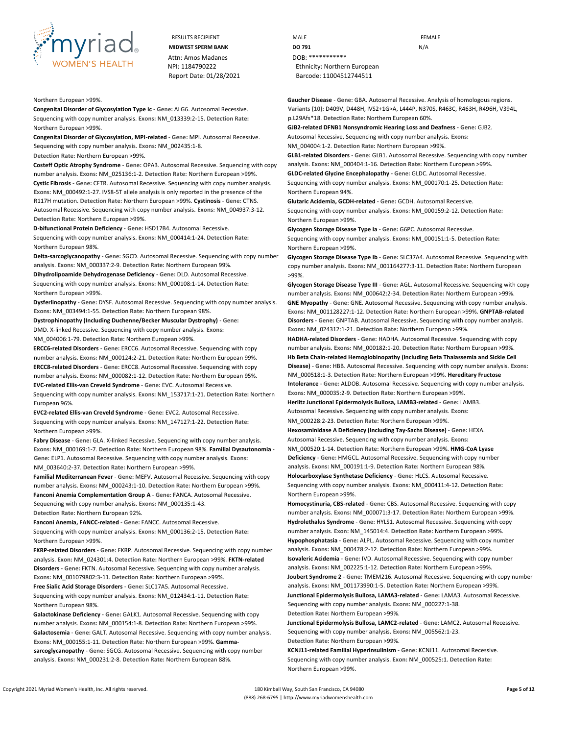Northern European >99%.

**Congenital Disorder of Glycosylation Type Ic** - **Gene:** ALG6. Autosomal Recessive. Sequencing with copy number analysis. **Exons:** NM_013339:2-15. **Detection Rate:** Northern European >99%.

**Congenital Disorder of Glycosylation, MPI-related** - **Gene:** MPI. Autosomal Recessive. Sequencing with copy number analysis. **Exons:** NM_002435:1-8. **Detection Rate:** Northern European >99%.

**Costeff Optic Atrophy Syndrome** - **Gene:** OPA3. Autosomal Recessive. Sequencing with copy number analysis. **Exons:** NM_025136:1-2. **Detection Rate:** Northern European >99%.

**Cystic Fibrosis** - **Gene:** CFTR. Autosomal Recessive. Sequencing with copy number analysis. **Exons:** NM_000492:1-27. IVS8-5T allele analysis is only reported in the presence of the R117H mutation. **Detection Rate:** Northern European >99%. **Cystinosis** - **Gene:** CTNS. Autosomal Recessive. Sequencing with copy number analysis. **Exons:** NM_004937:3-12. **Detection Rate:** Northern European >99%.

**D-bifunctional Protein Deficiency** - **Gene:** HSD17B4. Autosomal Recessive. Sequencing with copy number analysis. **Exons:** NM_000414:1-24. **Detection Rate:** Northern European 98%.

**Delta-sarcoglycanopathy** - **Gene:** SGCD. Autosomal Recessive. Sequencing with copy number analysis. **Exons:** NM_000337:2-9. **Detection Rate:** Northern European 99%.

**Dihydrolipoamide Dehydrogenase Deficiency** - **Gene:** DLD. Autosomal Recessive. Sequencing with copy number analysis. **Exons:** NM_000108:1-14. **Detection Rate:** Northern European >99%.

**Dysferlinopathy** - **Gene:** DYSF. Autosomal Recessive. Sequencing with copy number analysis. **Exons:** NM_003494:1-55. **Detection Rate:** Northern European 98%.

**Dystrophinopathy (Including Duchenne/Becker Muscular Dystrophy)** - **Gene:** DMD. X-linked Recessive. Sequencing with copy number analysis. **Exons:** NM_004006:1-79. **Detection Rate:** Northern European >99%.

**ERCC6-related Disorders** - **Gene:** ERCC6. Autosomal Recessive. Sequencing with copy number analysis. **Exons:** NM_000124:2-21. **Detection Rate:** Northern European 99%.

**ERCC8-related Disorders** - **Gene:** ERCC8. Autosomal Recessive. Sequencing with copy number analysis. **Exons:** NM_000082:1-12. **Detection Rate:** Northern European 95%.

**EVC-related Ellis-van Creveld Syndrome** - **Gene:** EVC. Autosomal Recessive. Sequencing with copy number analysis. **Exons:** NM_153717:1-21. **Detection Rate:** Northern European 96%.

**EVC2-related Ellis-van Creveld Syndrome** - **Gene:** EVC2. Autosomal Recessive. Sequencing with copy number analysis. **Exons:** NM_147127:1-22. **Detection Rate:** Northern European >99%.

**Fabry Disease** - **Gene:** GLA. X-linked Recessive. Sequencing with copy number analysis. **Exons:** NM_000169:1-7. **Detection Rate:** Northern European 98%. **Familial Dysautonomia** - **Gene:** ELP1. Autosomal Recessive. Sequencing with copy number analysis. **Exons:** NM_003640:2-37. **Detection Rate:** Northern European >99%.

**Familial Mediterranean Fever** - **Gene:** MEFV. Autosomal Recessive. Sequencing with copy number analysis. **Exons:** NM_000243:1-10. **Detection Rate:** Northern European >99%.

**Fanconi Anemia Complementation Group A** - **Gene:** FANCA. Autosomal Recessive. Sequencing with copy number analysis. **Exons:** NM_000135:1-43. **Detection Rate:** Northern European 92%.

**Fanconi Anemia, FANCC-related** - **Gene:** FANCC. Autosomal Recessive. Sequencing with copy number analysis. **Exons:** NM_000136:2-15. **Detection Rate:** Northern European >99%.

**FKRP-related Disorders** - **Gene:** FKRP. Autosomal Recessive. Sequencing with copy number analysis. **Exon:** NM_024301:4. **Detection Rate:** Northern European >99%. **FKTN-related Disorders** - **Gene:** FKTN. Autosomal Recessive. Sequencing with copy number analysis. **Exons:** NM_001079802:3-11. **Detection Rate:** Northern European >99%.

**Free Sialic Acid Storage Disorders** - **Gene:** SLC17A5. Autosomal Recessive. Sequencing with copy number analysis. **Exons:** NM_012434:1-11. **Detection Rate:** Northern European 98%.

**Galactokinase Deficiency** - **Gene:** GALK1. Autosomal Recessive. Sequencing with copy number analysis. **Exons:** NM_000154:1-8. **Detection Rate:** Northern European >99%.

**Galactosemia** - **Gene:** GALT. Autosomal Recessive. Sequencing with copy number analysis. **Exons:** NM_000155:1-11. **Detection Rate:** Northern European >99%. **Gamma-sarcoglycanopathy** - **Gene:** SGCG. Autosomal Recessive. Sequencing with copy number analysis. **Exons:** NM_000231:2-8. **Detection Rate:** Northern European 88%.

**Gaucher Disease** - **Gene:** GBA. Autosomal Recessive. Analysis of homologous regions. **Variants (10):** D409V, D448H, IVS2+1G>A, L444P, N370S, R463C, R463H, R496H, V394L, p.L29Afs*18. **Detection Rate:** Northern European 60%.

**GJB2-related DFNB1 Nonsyndromic Hearing Loss and Deafness** - **Gene:** GJB2. Autosomal Recessive. Sequencing with copy number analysis. **Exons:** NM_004004:1-2. **Detection Rate:** Northern European >99%.

**GLB1-related Disorders** - **Gene:** GLB1. Autosomal Recessive. Sequencing with copy number analysis. **Exons:** NM_000404:1-16. **Detection Rate:** Northern European >99%.

**GLDC-related Glycine Encephalopathy** - **Gene:** GLDC. Autosomal Recessive. Sequencing with copy number analysis. **Exons:** NM_000170:1-25. **Detection Rate:** Northern European 94%.

**Glutaric Acidemia, GCDH-related** - **Gene:** GCDH. Autosomal Recessive. Sequencing with copy number analysis. **Exons:** NM_000159:2-12. **Detection Rate:** Northern European >99%.

**Glycogen Storage Disease Type Ia** - **Gene:** G6PC. Autosomal Recessive. Sequencing with copy number analysis. **Exons:** NM_000151:1-5. **Detection Rate:** Northern European >99%.

**Glycogen Storage Disease Type Ib** - **Gene:** SLC37A4. Autosomal Recessive. Sequencing with copy number analysis. **Exons:** NM_001164277:3-11. **Detection Rate:** Northern European >99%.

**Glycogen Storage Disease Type III** - **Gene:** AGL. Autosomal Recessive. Sequencing with copy number analysis. **Exons:** NM_000642:2-34. **Detection Rate:** Northern European >99%.

**GNE Myopathy** - **Gene:** GNE. Autosomal Recessive. Sequencing with copy number analysis. **Exons:** NM_001128227:1-12. **Detection Rate:** Northern European >99%. **GNPTAB-related Disorders** - **Gene:** GNPTAB. Autosomal Recessive. Sequencing with copy number analysis. **Exons:** NM_024312:1-21. **Detection Rate:** Northern European >99%.

**HADHA-related Disorders** - **Gene:** HADHA. Autosomal Recessive. Sequencing with copy number analysis. **Exons:** NM_000182:1-20. **Detection Rate:** Northern European >99%.

**Hb Beta Chain-related Hemoglobinopathy (Including Beta Thalassemia and Sickle Cell Disease)** - **Gene:** HBB. Autosomal Recessive. Sequencing with copy number analysis. **Exons:** NM_000518:1-3. **Detection Rate:** Northern European >99%. **Hereditary Fructose Intolerance** - **Gene:** ALDOB. Autosomal Recessive. Sequencing with copy number analysis. **Exons:** NM_000035:2-9. **Detection Rate:** Northern European >99%.

**Herlitz Junctional Epidermolysis Bullosa, LAMB3-related** - **Gene:** LAMB3. Autosomal Recessive. Sequencing with copy number analysis. **Exons:** NM_000228:2-23. **Detection Rate:** Northern European >99%.

**Hexosaminidase A Deficiency (Including Tay-Sachs Disease)** - **Gene:** HEXA. Autosomal Recessive. Sequencing with copy number analysis. **Exons:** NM_000520:1-14. **Detection Rate:** Northern European >99%. **HMG-CoA Lyase Deficiency** - **Gene:** HMGCL. Autosomal Recessive. Sequencing with copy number analysis. **Exons:** NM_000191:1-9. **Detection Rate:** Northern European 98%.

**Holocarboxylase Synthetase Deficiency** - **Gene:** HLCS. Autosomal Recessive. Sequencing with copy number analysis. **Exons:** NM_000411:4-12. **Detection Rate:** Northern European >99%.

**Homocystinuria, CBS-related** - **Gene:** CBS. Autosomal Recessive. Sequencing with copy number analysis. **Exons:** NM_000071:3-17. **Detection Rate:** Northern European >99%.

**Hydrolethalus Syndrome** - **Gene:** HYLS1. Autosomal Recessive. Sequencing with copy number analysis. **Exon:** NM_145014:4. **Detection Rate:** Northern European >99%.

**Hypophosphatasia** - **Gene:** ALPL. Autosomal Recessive. Sequencing with copy number analysis. **Exons:** NM_000478:2-12. **Detection Rate:** Northern European >99%.

**Isovaleric Acidemia** - **Gene:** IVD. Autosomal Recessive. Sequencing with copy number analysis. **Exons:** NM_002225:1-12. **Detection Rate:** Northern European >99%.

**Joubert Syndrome 2** - **Gene:** TMEM216. Autosomal Recessive. Sequencing with copy number analysis. **Exons:** NM_001173990:1-5. **Detection Rate:** Northern European >99%.

**Junctional Epidermolysis Bullosa, LAMA3-related** - **Gene:** LAMA3. Autosomal Recessive. Sequencing with copy number analysis. **Exons:** NM_000227:1-38. **Detection Rate:** Northern European >99%.

**Junctional Epidermolysis Bullosa, LAMC2-related** - **Gene:** LAMC2. Autosomal Recessive. Sequencing with copy number analysis. **Exons:** NM_005562:1-23. **Detection Rate:** Northern European >99%.

**KCNJ11-related Familial Hyperinsulinism** - **Gene:** KCNJ11. Autosomal Recessive. Sequencing with copy number analysis. **Exon:** NM_000525:1. **Detection Rate:** Northern European >99%.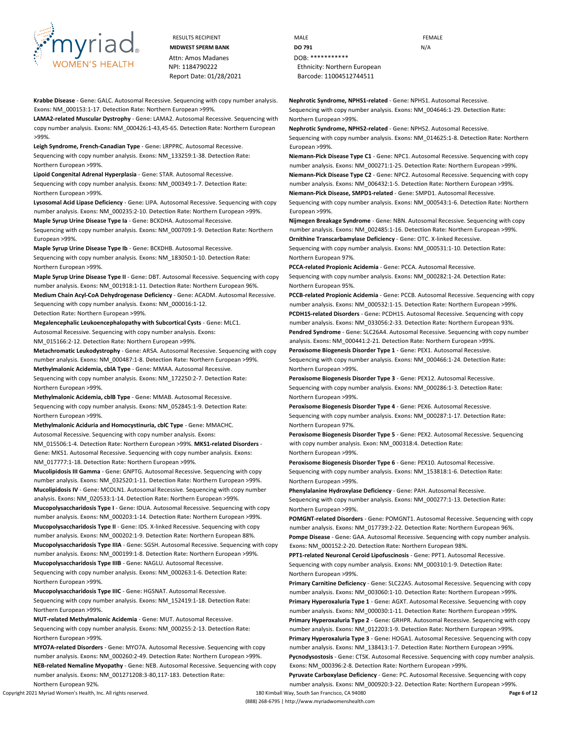RESULTS RECIPIENT
**MIDWEST SPERM BANK**
Attn: Amos Madanes
NPI: 1184790222
Report Date: 01/28/2021

MALE
**DO 791**
DOB: ***********
Ethnicity: Northern European
Barcode: 11004512744511

FEMALE
N/A

**Krabbe Disease** - **Gene:** GALC. Autosomal Recessive. Sequencing with copy number analysis. **Exons:** NM_000153:1-17. **Detection Rate:** Northern European >99%.

**LAMA2-related Muscular Dystrophy** - **Gene:** LAMA2. Autosomal Recessive. Sequencing with copy number analysis. **Exons:** NM_000426:1-43,45-65. **Detection Rate:** Northern European >99%.

**Leigh Syndrome, French-Canadian Type** - **Gene:** LRPPRC. Autosomal Recessive. Sequencing with copy number analysis. **Exons:** NM_133259:1-38. **Detection Rate:** Northern European >99%.

**Lipoid Congenital Adrenal Hyperplasia** - **Gene:** STAR. Autosomal Recessive. Sequencing with copy number analysis. **Exons:** NM_000349:1-7. **Detection Rate:** Northern European >99%.

**Lysosomal Acid Lipase Deficiency** - **Gene:** LIPA. Autosomal Recessive. Sequencing with copy number analysis. **Exons:** NM_000235:2-10. **Detection Rate:** Northern European >99%.

**Maple Syrup Urine Disease Type Ia** - **Gene:** BCKDHA. Autosomal Recessive. Sequencing with copy number analysis. **Exons:** NM_000709:1-9. **Detection Rate:** Northern European >99%.

**Maple Syrup Urine Disease Type Ib** - **Gene:** BCKDHB. Autosomal Recessive. Sequencing with copy number analysis. **Exons:** NM_183050:1-10. **Detection Rate:** Northern European >99%.

**Maple Syrup Urine Disease Type II** - **Gene:** DBT. Autosomal Recessive. Sequencing with copy number analysis. **Exons:** NM_001918:1-11. **Detection Rate:** Northern European 96%.

**Medium Chain Acyl-CoA Dehydrogenase Deficiency** - **Gene:** ACADM. Autosomal Recessive. Sequencing with copy number analysis. **Exons:** NM_000016:1-12. **Detection Rate:** Northern European >99%.

**Megalencephalic Leukoencephalopathy with Subcortical Cysts** - **Gene:** MLC1. Autosomal Recessive. Sequencing with copy number analysis. **Exons:** NM_015166:2-12. **Detection Rate:** Northern European >99%.

**Metachromatic Leukodystrophy** - **Gene:** ARSA. Autosomal Recessive. Sequencing with copy number analysis. **Exons:** NM_000487:1-8. **Detection Rate:** Northern European >99%.

**Methylmalonic Acidemia, cblA Type** - **Gene:** MMAA. Autosomal Recessive. Sequencing with copy number analysis. **Exons:** NM_172250:2-7. **Detection Rate:** Northern European >99%.

**Methylmalonic Acidemia, cblB Type** - **Gene:** MMAB. Autosomal Recessive. Sequencing with copy number analysis. **Exons:** NM_052845:1-9. **Detection Rate:** Northern European >99%.

**Methylmalonic Aciduria and Homocystinuria, cblC Type** - **Gene:** MMACHC. Autosomal Recessive. Sequencing with copy number analysis. **Exons:** NM_015506:1-4. **Detection Rate:** Northern European >99%.

**MKS1-related Disorders** - **Gene:** MKS1. Autosomal Recessive. Sequencing with copy number analysis. **Exons:** NM_017777:1-18. **Detection Rate:** Northern European >99%.

**Mucolipidosis III Gamma** - **Gene:** GNPTG. Autosomal Recessive. Sequencing with copy number analysis. **Exons:** NM_032520:1-11. **Detection Rate:** Northern European >99%.

**Mucolipidosis IV** - **Gene:** MCOLN1. Autosomal Recessive. Sequencing with copy number analysis. **Exons:** NM_020533:1-14. **Detection Rate:** Northern European >99%.

**Mucopolysaccharidosis Type I** - **Gene:** IDUA. Autosomal Recessive. Sequencing with copy number analysis. **Exons:** NM_000203:1-14. **Detection Rate:** Northern European >99%.

**Mucopolysaccharidosis Type II** - **Gene:** IDS. X-linked Recessive. Sequencing with copy number analysis. **Exons:** NM_000202:1-9. **Detection Rate:** Northern European 88%.

**Mucopolysaccharidosis Type IIIA** - **Gene:** SGSH. Autosomal Recessive. Sequencing with copy number analysis. **Exons:** NM_000199:1-8. **Detection Rate:** Northern European >99%.

**Mucopolysaccharidosis Type IIIB** - **Gene:** NAGLU. Autosomal Recessive. Sequencing with copy number analysis. **Exons:** NM_000263:1-6. **Detection Rate:** Northern European >99%.

**Mucopolysaccharidosis Type IIIC** - **Gene:** HGSNAT. Autosomal Recessive. Sequencing with copy number analysis. **Exons:** NM_152419:1-18. **Detection Rate:** Northern European >99%.

**MUT-related Methylmalonic Acidemia** - **Gene:** MUT. Autosomal Recessive. Sequencing with copy number analysis. **Exons:** NM_000255:2-13. **Detection Rate:** Northern European >99%.

**MYO7A-related Disorders** - **Gene:** MYO7A. Autosomal Recessive. Sequencing with copy number analysis. **Exons:** NM_000260:2-49. **Detection Rate:** Northern European >99%.

**NEB-related Nemaline Myopathy** - **Gene:** NEB. Autosomal Recessive. Sequencing with copy number analysis. **Exons:** NM_001271208:3-80,117-183. **Detection Rate:** Northern European 92%.

**Nephrotic Syndrome, NPHS1-related** - **Gene:** NPHS1. Autosomal Recessive. Sequencing with copy number analysis. **Exons:** NM_004646:1-29. **Detection Rate:** Northern European >99%.

**Nephrotic Syndrome, NPHS2-related** - **Gene:** NPHS2. Autosomal Recessive. Sequencing with copy number analysis. **Exons:** NM_014625:1-8. **Detection Rate:** Northern European >99%.

**Niemann-Pick Disease Type C1** - **Gene:** NPC1. Autosomal Recessive. Sequencing with copy number analysis. **Exons:** NM_000271:1-25. **Detection Rate:** Northern European >99%.

**Niemann-Pick Disease Type C2** - **Gene:** NPC2. Autosomal Recessive. Sequencing with copy number analysis. **Exons:** NM_006432:1-5. **Detection Rate:** Northern European >99%.

**Niemann-Pick Disease, SMPD1-related** - **Gene:** SMPD1. Autosomal Recessive. Sequencing with copy number analysis. **Exons:** NM_000543:1-6. **Detection Rate:** Northern European >99%.

**Nijmegen Breakage Syndrome** - **Gene:** NBN. Autosomal Recessive. Sequencing with copy number analysis. **Exons:** NM_002485:1-16. **Detection Rate:** Northern European >99%.

**Ornithine Transcarbamylase Deficiency** - **Gene:** OTC. X-linked Recessive. Sequencing with copy number analysis. **Exons:** NM_000531:1-10. **Detection Rate:** Northern European 97%.

**PCCA-related Propionic Acidemia** - **Gene:** PCCA. Autosomal Recessive. Sequencing with copy number analysis. **Exons:** NM_000282:1-24. **Detection Rate:** Northern European 95%.

**PCCB-related Propionic Acidemia** - **Gene:** PCCB. Autosomal Recessive. Sequencing with copy number analysis. **Exons:** NM_000532:1-15. **Detection Rate:** Northern European >99%.

**PCDH15-related Disorders** - **Gene:** PCDH15. Autosomal Recessive. Sequencing with copy number analysis. **Exons:** NM_033056:2-33. **Detection Rate:** Northern European 93%.

**Pendred Syndrome** - **Gene:** SLC26A4. Autosomal Recessive. Sequencing with copy number analysis. **Exons:** NM_000441:2-21. **Detection Rate:** Northern European >99%.

**Peroxisome Biogenesis Disorder Type 1** - **Gene:** PEX1. Autosomal Recessive. Sequencing with copy number analysis. **Exons:** NM_000466:1-24. **Detection Rate:** Northern European >99%.

**Peroxisome Biogenesis Disorder Type 3** - **Gene:** PEX12. Autosomal Recessive. Sequencing with copy number analysis. **Exons:** NM_000286:1-3. **Detection Rate:** Northern European >99%.

**Peroxisome Biogenesis Disorder Type 4** - **Gene:** PEX6. Autosomal Recessive. Sequencing with copy number analysis. **Exons:** NM_000287:1-17. **Detection Rate:** Northern European 97%.

**Peroxisome Biogenesis Disorder Type 5** - **Gene:** PEX2. Autosomal Recessive. Sequencing with copy number analysis. **Exon:** NM_000318:4. **Detection Rate:** Northern European >99%.

**Peroxisome Biogenesis Disorder Type 6** - **Gene:** PEX10. Autosomal Recessive. Sequencing with copy number analysis. **Exons:** NM_153818:1-6. **Detection Rate:** Northern European >99%.

**Phenylalanine Hydroxylase Deficiency** - **Gene:** PAH. Autosomal Recessive. Sequencing with copy number analysis. **Exons:** NM_000277:1-13. **Detection Rate:** Northern European >99%.

**POMGNT-related Disorders** - **Gene:** POMGNT1. Autosomal Recessive. Sequencing with copy number analysis. **Exons:** NM_017739:2-22. **Detection Rate:** Northern European 96%.

**Pompe Disease** - **Gene:** GAA. Autosomal Recessive. Sequencing with copy number analysis. **Exons:** NM_000152:2-20. **Detection Rate:** Northern European 98%.

**PPT1-related Neuronal Ceroid Lipofuscinosis** - **Gene:** PPT1. Autosomal Recessive. Sequencing with copy number analysis. **Exons:** NM_000310:1-9. **Detection Rate:** Northern European >99%.

**Primary Carnitine Deficiency** - **Gene:** SLC22A5. Autosomal Recessive. Sequencing with copy number analysis. **Exons:** NM_003060:1-10. **Detection Rate:** Northern European >99%.

**Primary Hyperoxaluria Type 1** - **Gene:** AGXT. Autosomal Recessive. Sequencing with copy number analysis. **Exons:** NM_000030:1-11. **Detection Rate:** Northern European >99%.

**Primary Hyperoxaluria Type 2** - **Gene:** GRHPR. Autosomal Recessive. Sequencing with copy number analysis. **Exons:** NM_012203:1-9. **Detection Rate:** Northern European >99%.

**Primary Hyperoxaluria Type 3** - **Gene:** HOGA1. Autosomal Recessive. Sequencing with copy number analysis. **Exons:** NM_138413:1-7. **Detection Rate:** Northern European >99%.

**Pycnodysostosis** - **Gene:** CTSK. Autosomal Recessive. Sequencing with copy number analysis. **Exons:** NM_000396:2-8. **Detection Rate:** Northern European >99%.

**Pyruvate Carboxylase Deficiency** - **Gene:** PC. Autosomal Recessive. Sequencing with copy number analysis. **Exons:** NM_000920:3-22. **Detection Rate:** Northern European >99%.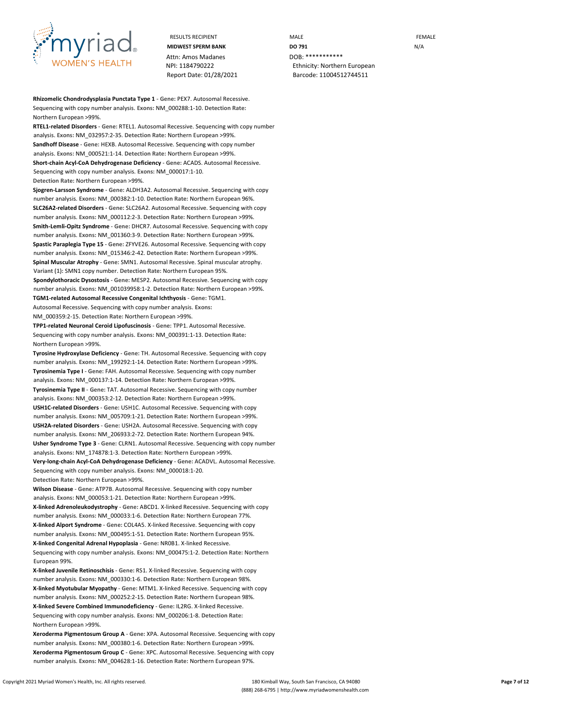RESULTS RECIPIENT
**MIDWEST SPERM BANK**
Attn: Amos Madanes
NPI: 1184790222
Report Date: 01/28/2021

MALE
**DO 791**
DOB: ***********
Ethnicity: Northern European
Barcode: 11004512744511

FEMALE
N/A

**Rhizomelic Chondrodysplasia Punctata Type 1** - **Gene:** PEX7. Autosomal Recessive. Sequencing with copy number analysis. **Exons:** NM_000288:1-10. **Detection Rate:** Northern European >99%.

**RTEL1-related Disorders** - **Gene:** RTEL1. Autosomal Recessive. Sequencing with copy number analysis. **Exons:** NM_032957:2-35. **Detection Rate:** Northern European >99%.

**Sandhoff Disease** - **Gene:** HEXB. Autosomal Recessive. Sequencing with copy number analysis. **Exons:** NM_000521:1-14. **Detection Rate:** Northern European >99%.

**Short-chain Acyl-CoA Dehydrogenase Deficiency** - **Gene:** ACADS. Autosomal Recessive. Sequencing with copy number analysis. **Exons:** NM_000017:1-10. **Detection Rate:** Northern European >99%.

**Sjogren-Larsson Syndrome** - **Gene:** ALDH3A2. Autosomal Recessive. Sequencing with copy number analysis. **Exons:** NM_000382:1-10. **Detection Rate:** Northern European 96%.

**SLC26A2-related Disorders** - **Gene:** SLC26A2. Autosomal Recessive. Sequencing with copy number analysis. **Exons:** NM_000112:2-3. **Detection Rate:** Northern European >99%.

**Smith-Lemli-Opitz Syndrome** - **Gene:** DHCR7. Autosomal Recessive. Sequencing with copy number analysis. **Exons:** NM_001360:3-9. **Detection Rate:** Northern European >99%.

**Spastic Paraplegia Type 15** - **Gene:** ZFYVE26. Autosomal Recessive. Sequencing with copy number analysis. **Exons:** NM_015346:2-42. **Detection Rate:** Northern European >99%.

**Spinal Muscular Atrophy** - **Gene:** SMN1. Autosomal Recessive. Spinal muscular atrophy. **Variant (1):** SMN1 copy number. **Detection Rate:** Northern European 95%.

**Spondylothoracic Dysostosis** - **Gene:** MESP2. Autosomal Recessive. Sequencing with copy number analysis. **Exons:** NM_001039958:1-2. **Detection Rate:** Northern European >99%.

**TGM1-related Autosomal Recessive Congenital Ichthyosis** - **Gene:** TGM1. Autosomal Recessive. Sequencing with copy number analysis. **Exons:** NM_000359:2-15. **Detection Rate:** Northern European >99%.

**TPP1-related Neuronal Ceroid Lipofuscinosis** - **Gene:** TPP1. Autosomal Recessive. Sequencing with copy number analysis. **Exons:** NM_000391:1-13. **Detection Rate:** Northern European >99%.

**Tyrosine Hydroxylase Deficiency** - **Gene:** TH. Autosomal Recessive. Sequencing with copy number analysis. **Exons:** NM_199292:1-14. **Detection Rate:** Northern European >99%.

**Tyrosinemia Type I** - **Gene:** FAH. Autosomal Recessive. Sequencing with copy number analysis. **Exons:** NM_000137:1-14. **Detection Rate:** Northern European >99%.

**Tyrosinemia Type II** - **Gene:** TAT. Autosomal Recessive. Sequencing with copy number analysis. **Exons:** NM_000353:2-12. **Detection Rate:** Northern European >99%.

**USH1C-related Disorders** - **Gene:** USH1C. Autosomal Recessive. Sequencing with copy number analysis. **Exons:** NM_005709:1-21. **Detection Rate:** Northern European >99%.

**USH2A-related Disorders** - **Gene:** USH2A. Autosomal Recessive. Sequencing with copy number analysis. **Exons:** NM_206933:2-72. **Detection Rate:** Northern European 94%.

**Usher Syndrome Type 3** - **Gene:** CLRN1. Autosomal Recessive. Sequencing with copy number analysis. **Exons:** NM_174878:1-3. **Detection Rate:** Northern European >99%.

**Very-long-chain Acyl-CoA Dehydrogenase Deficiency** - **Gene:** ACADVL. Autosomal Recessive. Sequencing with copy number analysis. **Exons:** NM_000018:1-20. **Detection Rate:** Northern European >99%.

**Wilson Disease** - **Gene:** ATP7B. Autosomal Recessive. Sequencing with copy number analysis. **Exons:** NM_000053:1-21. **Detection Rate:** Northern European >99%.

**X-linked Adrenoleukodystrophy** - **Gene:** ABCD1. X-linked Recessive. Sequencing with copy number analysis. **Exons:** NM_000033:1-6. **Detection Rate:** Northern European 77%.

**X-linked Alport Syndrome** - **Gene:** COL4A5. X-linked Recessive. Sequencing with copy number analysis. **Exons:** NM_000495:1-51. **Detection Rate:** Northern European 95%.

**X-linked Congenital Adrenal Hypoplasia** - **Gene:** NR0B1. X-linked Recessive. Sequencing with copy number analysis. **Exons:** NM_000475:1-2. **Detection Rate:** Northern European 99%.

**X-linked Juvenile Retinoschisis** - **Gene:** RS1. X-linked Recessive. Sequencing with copy number analysis. **Exons:** NM_000330:1-6. **Detection Rate:** Northern European 98%.

**X-linked Myotubular Myopathy** - **Gene:** MTM1. X-linked Recessive. Sequencing with copy number analysis. **Exons:** NM_000252:2-15. **Detection Rate:** Northern European 98%.

**X-linked Severe Combined Immunodeficiency** - **Gene:** IL2RG. X-linked Recessive. Sequencing with copy number analysis. **Exons:** NM_000206:1-8. **Detection Rate:** Northern European >99%.

**Xeroderma Pigmentosum Group A** - **Gene:** XPA. Autosomal Recessive. Sequencing with copy number analysis. **Exons:** NM_000380:1-6. **Detection Rate:** Northern European >99%.

**Xeroderma Pigmentosum Group C** - **Gene:** XPC. Autosomal Recessive. Sequencing with copy number analysis. **Exons:** NM_004628:1-16. **Detection Rate:** Northern European 97%.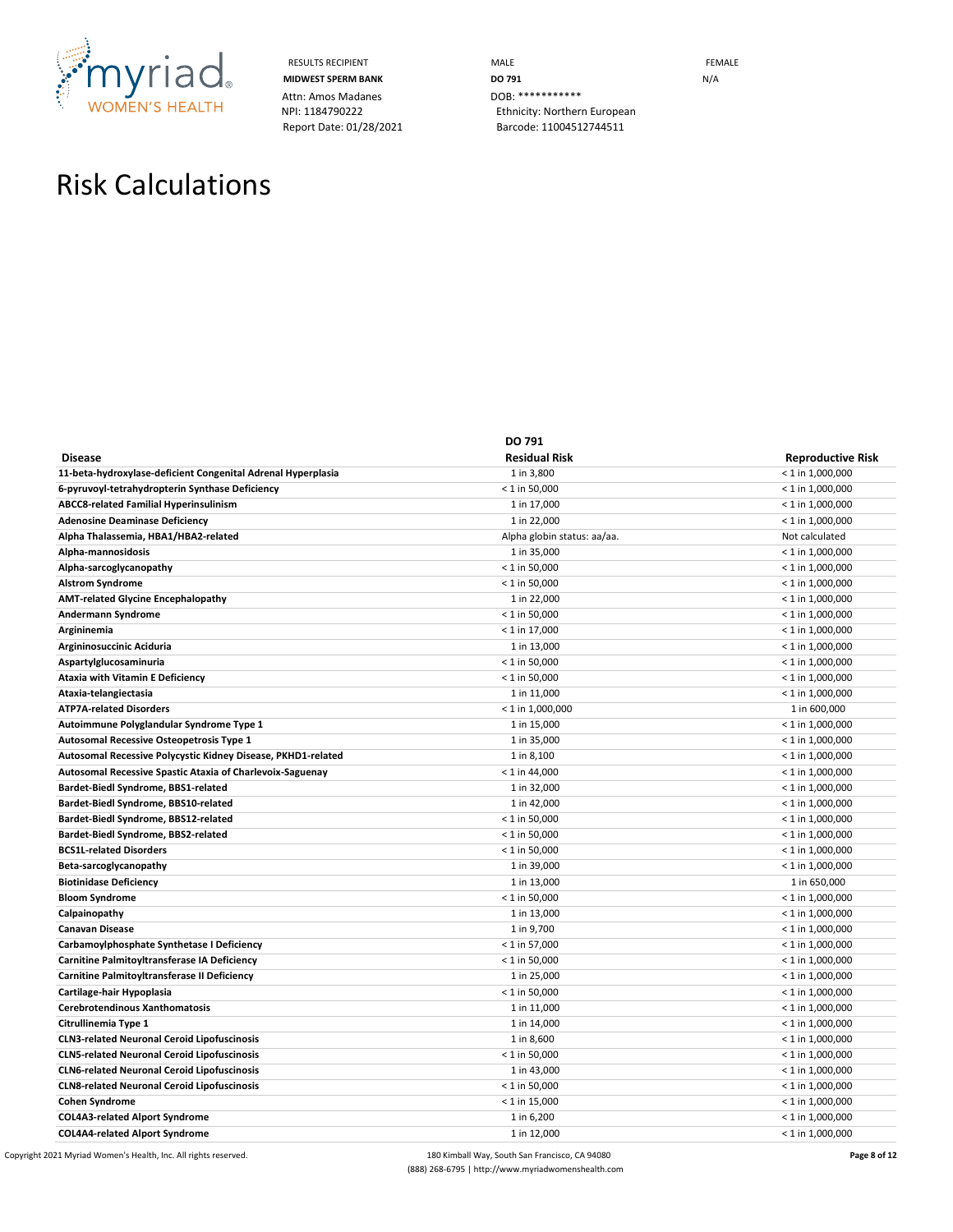RESULTS RECIPIENT
**MIDWEST SPERM BANK**
Attn: Amos Madanes
NPI: 1184790222
Report Date: 01/28/2021

MALE
**DO 791**
DOB: ***********
Ethnicity: Northern European
Barcode: 11004512744511

FEMALE
N/A

# Risk Calculations

| Disease | DO 791 Residual Risk | Reproductive Risk |
|---|---|---|
| **11-beta-hydroxylase-deficient Congenital Adrenal Hyperplasia** | 1 in 3,800 | < 1 in 1,000,000 |
| **6-pyruvoyl-tetrahydropterin Synthase Deficiency** | < 1 in 50,000 | < 1 in 1,000,000 |
| **ABCC8-related Familial Hyperinsulinism** | 1 in 17,000 | < 1 in 1,000,000 |
| **Adenosine Deaminase Deficiency** | 1 in 22,000 | < 1 in 1,000,000 |
| **Alpha Thalassemia, HBA1/HBA2-related** | Alpha globin status: aa/aa. | Not calculated |
| **Alpha-mannosidosis** | 1 in 35,000 | < 1 in 1,000,000 |
| **Alpha-sarcoglycanopathy** | < 1 in 50,000 | < 1 in 1,000,000 |
| **Alstrom Syndrome** | < 1 in 50,000 | < 1 in 1,000,000 |
| **AMT-related Glycine Encephalopathy** | 1 in 22,000 | < 1 in 1,000,000 |
| **Andermann Syndrome** | < 1 in 50,000 | < 1 in 1,000,000 |
| **Argininemia** | < 1 in 17,000 | < 1 in 1,000,000 |
| **Argininosuccinic Aciduria** | 1 in 13,000 | < 1 in 1,000,000 |
| **Aspartylglucosaminuria** | < 1 in 50,000 | < 1 in 1,000,000 |
| **Ataxia with Vitamin E Deficiency** | < 1 in 50,000 | < 1 in 1,000,000 |
| **Ataxia-telangiectasia** | 1 in 11,000 | < 1 in 1,000,000 |
| **ATP7A-related Disorders** | < 1 in 1,000,000 | 1 in 600,000 |
| **Autoimmune Polyglandular Syndrome Type 1** | 1 in 15,000 | < 1 in 1,000,000 |
| **Autosomal Recessive Osteopetrosis Type 1** | 1 in 35,000 | < 1 in 1,000,000 |
| **Autosomal Recessive Polycystic Kidney Disease, PKHD1-related** | 1 in 8,100 | < 1 in 1,000,000 |
| **Autosomal Recessive Spastic Ataxia of Charlevoix-Saguenay** | < 1 in 44,000 | < 1 in 1,000,000 |
| **Bardet-Biedl Syndrome, BBS1-related** | 1 in 32,000 | < 1 in 1,000,000 |
| **Bardet-Biedl Syndrome, BBS10-related** | 1 in 42,000 | < 1 in 1,000,000 |
| **Bardet-Biedl Syndrome, BBS12-related** | < 1 in 50,000 | < 1 in 1,000,000 |
| **Bardet-Biedl Syndrome, BBS2-related** | < 1 in 50,000 | < 1 in 1,000,000 |
| **BCS1L-related Disorders** | < 1 in 50,000 | < 1 in 1,000,000 |
| **Beta-sarcoglycanopathy** | 1 in 39,000 | < 1 in 1,000,000 |
| **Biotinidase Deficiency** | 1 in 13,000 | 1 in 650,000 |
| **Bloom Syndrome** | < 1 in 50,000 | < 1 in 1,000,000 |
| **Calpainopathy** | 1 in 13,000 | < 1 in 1,000,000 |
| **Canavan Disease** | 1 in 9,700 | < 1 in 1,000,000 |
| **Carbamoylphosphate Synthetase I Deficiency** | < 1 in 57,000 | < 1 in 1,000,000 |
| **Carnitine Palmitoyltransferase IA Deficiency** | < 1 in 50,000 | < 1 in 1,000,000 |
| **Carnitine Palmitoyltransferase II Deficiency** | 1 in 25,000 | < 1 in 1,000,000 |
| **Cartilage-hair Hypoplasia** | < 1 in 50,000 | < 1 in 1,000,000 |
| **Cerebrotendinous Xanthomatosis** | 1 in 11,000 | < 1 in 1,000,000 |
| **Citrullinemia Type 1** | 1 in 14,000 | < 1 in 1,000,000 |
| **CLN3-related Neuronal Ceroid Lipofuscinosis** | 1 in 8,600 | < 1 in 1,000,000 |
| **CLN5-related Neuronal Ceroid Lipofuscinosis** | < 1 in 50,000 | < 1 in 1,000,000 |
| **CLN6-related Neuronal Ceroid Lipofuscinosis** | 1 in 43,000 | < 1 in 1,000,000 |
| **CLN8-related Neuronal Ceroid Lipofuscinosis** | < 1 in 50,000 | < 1 in 1,000,000 |
| **Cohen Syndrome** | < 1 in 15,000 | < 1 in 1,000,000 |
| **COL4A3-related Alport Syndrome** | 1 in 6,200 | < 1 in 1,000,000 |
| **COL4A4-related Alport Syndrome** | 1 in 12,000 | < 1 in 1,000,000 |

Copyright 2021 Myriad Women's Health, Inc. All rights reserved.
180 Kimball Way, South San Francisco, CA 94080
(888) 268-6795 | http://www.myriadwomenshealth.com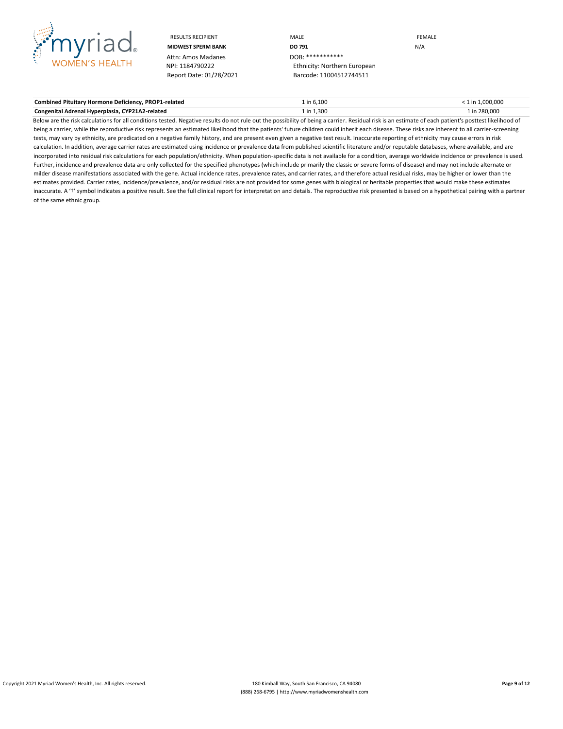RESULTS RECIPIENT | MALE | FEMALE
---|---|---
**MIDWEST SPERM BANK** | **DO 791** | N/A
Attn: Amos Madanes | DOB: *********** |
NPI: 1184790222 | Ethnicity: Northern European |
Report Date: 01/28/2021 | Barcode: 11004512744511 |

| | | |
|---|---|---|
| **Combined Pituitary Hormone Deficiency, PROP1-related** | 1 in 6,100 | < 1 in 1,000,000 |
| **Congenital Adrenal Hyperplasia, CYP21A2-related** | 1 in 1,300 | 1 in 280,000 |

Below are the risk calculations for all conditions tested. Negative results do not rule out the possibility of being a carrier. Residual risk is an estimate of each patient's posttest likelihood of being a carrier, while the reproductive risk represents an estimated likelihood that the patients' future children could inherit each disease. These risks are inherent to all carrier-screening tests, may vary by ethnicity, are predicated on a negative family history, and are present even given a negative test result. Inaccurate reporting of ethnicity may cause errors in risk calculation. In addition, average carrier rates are estimated using incidence or prevalence data from published scientific literature and/or reputable databases, where available, and are incorporated into residual risk calculations for each population/ethnicity. When population-specific data is not available for a condition, average worldwide incidence or prevalence is used. Further, incidence and prevalence data are only collected for the specified phenotypes (which include primarily the classic or severe forms of disease) and may not include alternate or milder disease manifestations associated with the gene. Actual incidence rates, prevalence rates, and carrier rates, and therefore actual residual risks, may be higher or lower than the estimates provided. Carrier rates, incidence/prevalence, and/or residual risks are not provided for some genes with biological or heritable properties that would make these estimates inaccurate. A '†' symbol indicates a positive result. See the full clinical report for interpretation and details. The reproductive risk presented is based on a hypothetical pairing with a partner of the same ethnic group.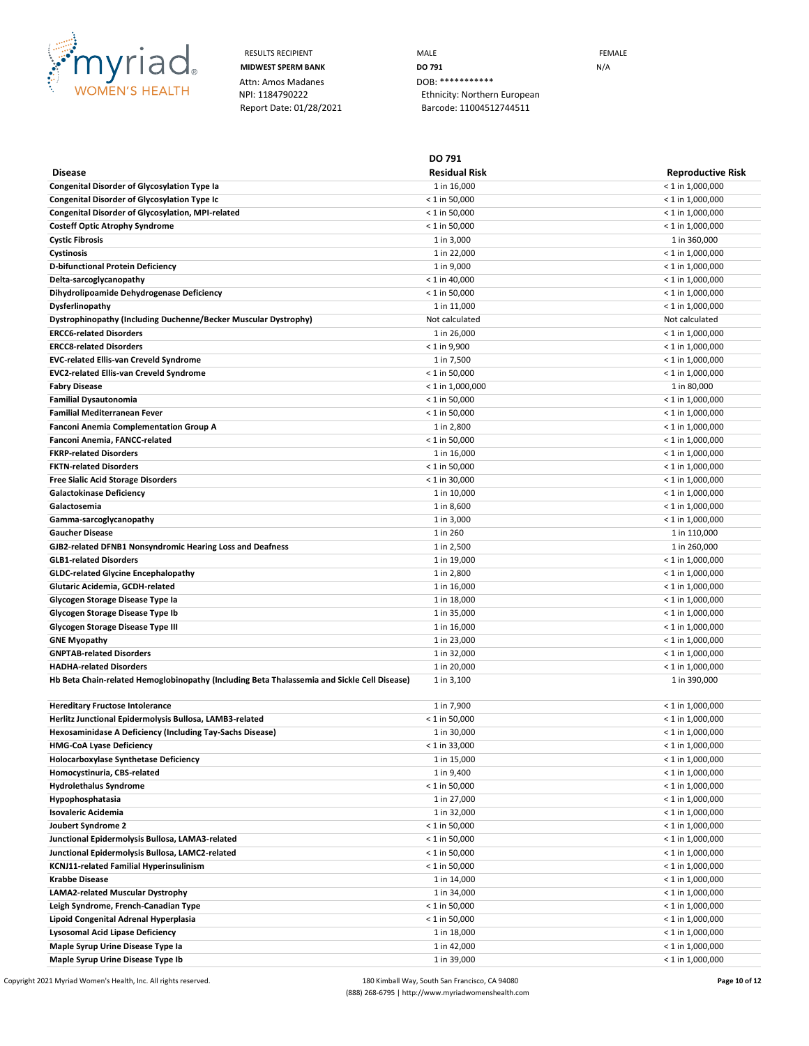RESULTS RECIPIENT
**MIDWEST SPERM BANK**
Attn: Amos Madanes
NPI: 1184790222
Report Date: 01/28/2021

MALE
**DO 791**
DOB: ***********
Ethnicity: Northern European
Barcode: 11004512744511

FEMALE
N/A

| Disease | DO 791 Residual Risk | Reproductive Risk |
|---|---|---|
| **Congenital Disorder of Glycosylation Type Ia** | 1 in 16,000 | < 1 in 1,000,000 |
| **Congenital Disorder of Glycosylation Type Ic** | < 1 in 50,000 | < 1 in 1,000,000 |
| **Congenital Disorder of Glycosylation, MPI-related** | < 1 in 50,000 | < 1 in 1,000,000 |
| **Costeff Optic Atrophy Syndrome** | < 1 in 50,000 | < 1 in 1,000,000 |
| **Cystic Fibrosis** | 1 in 3,000 | 1 in 360,000 |
| **Cystinosis** | 1 in 22,000 | < 1 in 1,000,000 |
| **D-bifunctional Protein Deficiency** | 1 in 9,000 | < 1 in 1,000,000 |
| **Delta-sarcoglycanopathy** | < 1 in 40,000 | < 1 in 1,000,000 |
| **Dihydrolipoamide Dehydrogenase Deficiency** | < 1 in 50,000 | < 1 in 1,000,000 |
| **Dysferlinopathy** | 1 in 11,000 | < 1 in 1,000,000 |
| **Dystrophinopathy (Including Duchenne/Becker Muscular Dystrophy)** | Not calculated | Not calculated |
| **ERCC6-related Disorders** | 1 in 26,000 | < 1 in 1,000,000 |
| **ERCC8-related Disorders** | < 1 in 9,900 | < 1 in 1,000,000 |
| **EVC-related Ellis-van Creveld Syndrome** | 1 in 7,500 | < 1 in 1,000,000 |
| **EVC2-related Ellis-van Creveld Syndrome** | < 1 in 50,000 | < 1 in 1,000,000 |
| **Fabry Disease** | < 1 in 1,000,000 | 1 in 80,000 |
| **Familial Dysautonomia** | < 1 in 50,000 | < 1 in 1,000,000 |
| **Familial Mediterranean Fever** | < 1 in 50,000 | < 1 in 1,000,000 |
| **Fanconi Anemia Complementation Group A** | 1 in 2,800 | < 1 in 1,000,000 |
| **Fanconi Anemia, FANCC-related** | < 1 in 50,000 | < 1 in 1,000,000 |
| **FKRP-related Disorders** | 1 in 16,000 | < 1 in 1,000,000 |
| **FKTN-related Disorders** | < 1 in 50,000 | < 1 in 1,000,000 |
| **Free Sialic Acid Storage Disorders** | < 1 in 30,000 | < 1 in 1,000,000 |
| **Galactokinase Deficiency** | 1 in 10,000 | < 1 in 1,000,000 |
| **Galactosemia** | 1 in 8,600 | < 1 in 1,000,000 |
| **Gamma-sarcoglycanopathy** | 1 in 3,000 | < 1 in 1,000,000 |
| **Gaucher Disease** | 1 in 260 | 1 in 110,000 |
| **GJB2-related DFNB1 Nonsyndromic Hearing Loss and Deafness** | 1 in 2,500 | 1 in 260,000 |
| **GLB1-related Disorders** | 1 in 19,000 | < 1 in 1,000,000 |
| **GLDC-related Glycine Encephalopathy** | 1 in 2,800 | < 1 in 1,000,000 |
| **Glutaric Acidemia, GCDH-related** | 1 in 16,000 | < 1 in 1,000,000 |
| **Glycogen Storage Disease Type Ia** | 1 in 18,000 | < 1 in 1,000,000 |
| **Glycogen Storage Disease Type Ib** | 1 in 35,000 | < 1 in 1,000,000 |
| **Glycogen Storage Disease Type III** | 1 in 16,000 | < 1 in 1,000,000 |
| **GNE Myopathy** | 1 in 23,000 | < 1 in 1,000,000 |
| **GNPTAB-related Disorders** | 1 in 32,000 | < 1 in 1,000,000 |
| **HADHA-related Disorders** | 1 in 20,000 | < 1 in 1,000,000 |
| **Hb Beta Chain-related Hemoglobinopathy (Including Beta Thalassemia and Sickle Cell Disease)** | 1 in 3,100 | 1 in 390,000 |
| **Hereditary Fructose Intolerance** | 1 in 7,900 | < 1 in 1,000,000 |
| **Herlitz Junctional Epidermolysis Bullosa, LAMB3-related** | < 1 in 50,000 | < 1 in 1,000,000 |
| **Hexosaminidase A Deficiency (Including Tay-Sachs Disease)** | 1 in 30,000 | < 1 in 1,000,000 |
| **HMG-CoA Lyase Deficiency** | < 1 in 33,000 | < 1 in 1,000,000 |
| **Holocarboxylase Synthetase Deficiency** | 1 in 15,000 | < 1 in 1,000,000 |
| **Homocystinuria, CBS-related** | 1 in 9,400 | < 1 in 1,000,000 |
| **Hydrolethalus Syndrome** | < 1 in 50,000 | < 1 in 1,000,000 |
| **Hypophosphatasia** | 1 in 27,000 | < 1 in 1,000,000 |
| **Isovaleric Acidemia** | 1 in 32,000 | < 1 in 1,000,000 |
| **Joubert Syndrome 2** | < 1 in 50,000 | < 1 in 1,000,000 |
| **Junctional Epidermolysis Bullosa, LAMA3-related** | < 1 in 50,000 | < 1 in 1,000,000 |
| **Junctional Epidermolysis Bullosa, LAMC2-related** | < 1 in 50,000 | < 1 in 1,000,000 |
| **KCNJ11-related Familial Hyperinsulinism** | < 1 in 50,000 | < 1 in 1,000,000 |
| **Krabbe Disease** | 1 in 14,000 | < 1 in 1,000,000 |
| **LAMA2-related Muscular Dystrophy** | 1 in 34,000 | < 1 in 1,000,000 |
| **Leigh Syndrome, French-Canadian Type** | < 1 in 50,000 | < 1 in 1,000,000 |
| **Lipoid Congenital Adrenal Hyperplasia** | < 1 in 50,000 | < 1 in 1,000,000 |
| **Lysosomal Acid Lipase Deficiency** | 1 in 18,000 | < 1 in 1,000,000 |
| **Maple Syrup Urine Disease Type Ia** | 1 in 42,000 | < 1 in 1,000,000 |
| **Maple Syrup Urine Disease Type Ib** | 1 in 39,000 | < 1 in 1,000,000 |

Copyright 2021 Myriad Women's Health, Inc. All rights reserved.

180 Kimball Way, South San Francisco, CA 94080
(888) 268-6795 | http://www.myriadwomenshealth.com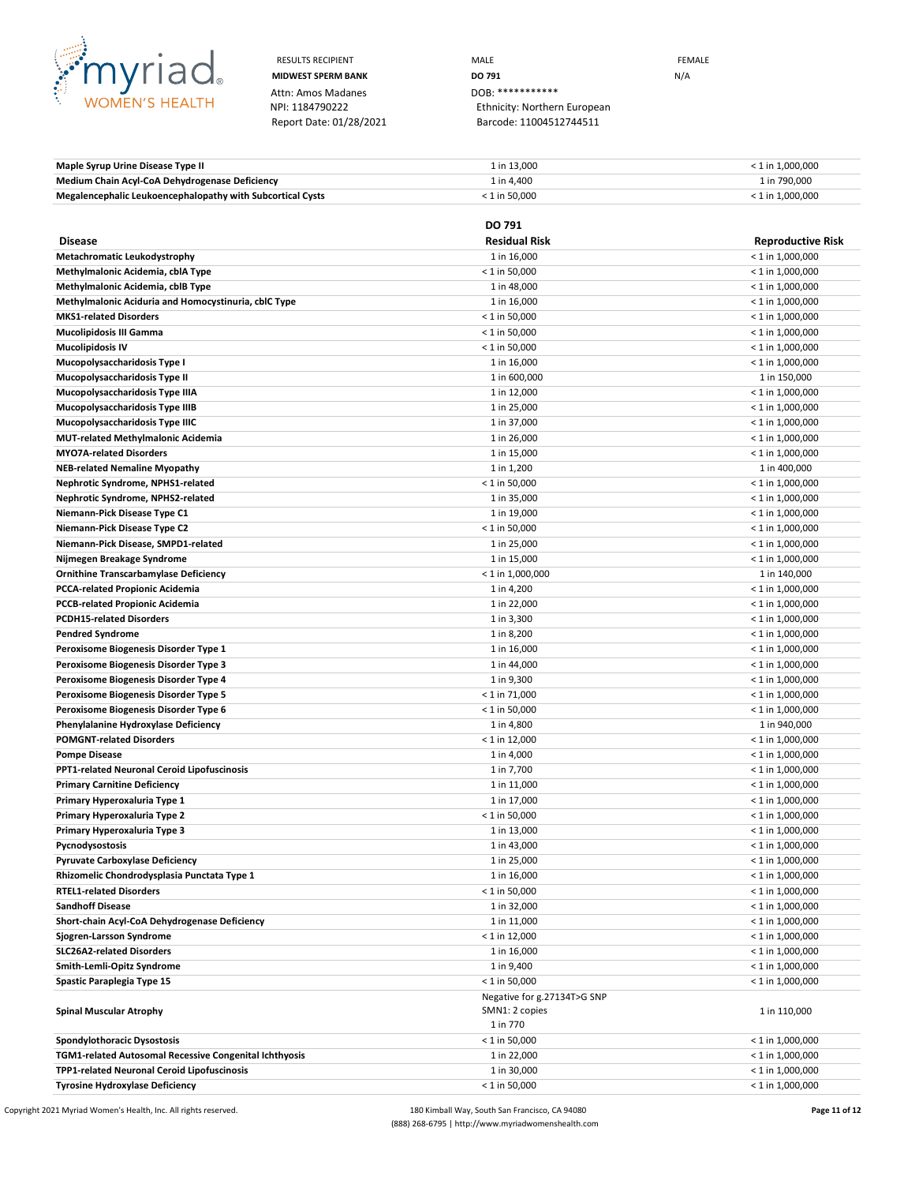| RESULTS RECIPIENT | MALE | FEMALE |
|---|---|---|
| **MIDWEST SPERM BANK** | **DO 791** | N/A |
| Attn: Amos Madanes | DOB: *********** | |
| NPI: 1184790222 | Ethnicity: Northern European | |
| Report Date: 01/28/2021 | Barcode: 11004512744511 | |

| | | |
|---|---|---|
| **Maple Syrup Urine Disease Type II** | 1 in 13,000 | < 1 in 1,000,000 |
| **Medium Chain Acyl-CoA Dehydrogenase Deficiency** | 1 in 4,400 | 1 in 790,000 |
| **Megalencephalic Leukoencephalopathy with Subcortical Cysts** | < 1 in 50,000 | < 1 in 1,000,000 |

| | DO 791 | |
|---|---|---|
| **Disease** | **Residual Risk** | **Reproductive Risk** |
| **Metachromatic Leukodystrophy** | 1 in 16,000 | < 1 in 1,000,000 |
| **Methylmalonic Acidemia, cblA Type** | < 1 in 50,000 | < 1 in 1,000,000 |
| **Methylmalonic Acidemia, cblB Type** | 1 in 48,000 | < 1 in 1,000,000 |
| **Methylmalonic Aciduria and Homocystinuria, cblC Type** | 1 in 16,000 | < 1 in 1,000,000 |
| **MKS1-related Disorders** | < 1 in 50,000 | < 1 in 1,000,000 |
| **Mucolipidosis III Gamma** | < 1 in 50,000 | < 1 in 1,000,000 |
| **Mucolipidosis IV** | < 1 in 50,000 | < 1 in 1,000,000 |
| **Mucopolysaccharidosis Type I** | 1 in 16,000 | < 1 in 1,000,000 |
| **Mucopolysaccharidosis Type II** | 1 in 600,000 | 1 in 150,000 |
| **Mucopolysaccharidosis Type IIIA** | 1 in 12,000 | < 1 in 1,000,000 |
| **Mucopolysaccharidosis Type IIIB** | 1 in 25,000 | < 1 in 1,000,000 |
| **Mucopolysaccharidosis Type IIIC** | 1 in 37,000 | < 1 in 1,000,000 |
| **MUT-related Methylmalonic Acidemia** | 1 in 26,000 | < 1 in 1,000,000 |
| **MYO7A-related Disorders** | 1 in 15,000 | < 1 in 1,000,000 |
| **NEB-related Nemaline Myopathy** | 1 in 1,200 | 1 in 400,000 |
| **Nephrotic Syndrome, NPHS1-related** | < 1 in 50,000 | < 1 in 1,000,000 |
| **Nephrotic Syndrome, NPHS2-related** | 1 in 35,000 | < 1 in 1,000,000 |
| **Niemann-Pick Disease Type C1** | 1 in 19,000 | < 1 in 1,000,000 |
| **Niemann-Pick Disease Type C2** | < 1 in 50,000 | < 1 in 1,000,000 |
| **Niemann-Pick Disease, SMPD1-related** | 1 in 25,000 | < 1 in 1,000,000 |
| **Nijmegen Breakage Syndrome** | 1 in 15,000 | < 1 in 1,000,000 |
| **Ornithine Transcarbamylase Deficiency** | < 1 in 1,000,000 | 1 in 140,000 |
| **PCCA-related Propionic Acidemia** | 1 in 4,200 | < 1 in 1,000,000 |
| **PCCB-related Propionic Acidemia** | 1 in 22,000 | < 1 in 1,000,000 |
| **PCDH15-related Disorders** | 1 in 3,300 | < 1 in 1,000,000 |
| **Pendred Syndrome** | 1 in 8,200 | < 1 in 1,000,000 |
| **Peroxisome Biogenesis Disorder Type 1** | 1 in 16,000 | < 1 in 1,000,000 |
| **Peroxisome Biogenesis Disorder Type 3** | 1 in 44,000 | < 1 in 1,000,000 |
| **Peroxisome Biogenesis Disorder Type 4** | 1 in 9,300 | < 1 in 1,000,000 |
| **Peroxisome Biogenesis Disorder Type 5** | < 1 in 71,000 | < 1 in 1,000,000 |
| **Peroxisome Biogenesis Disorder Type 6** | < 1 in 50,000 | < 1 in 1,000,000 |
| **Phenylalanine Hydroxylase Deficiency** | 1 in 4,800 | 1 in 940,000 |
| **POMGNT-related Disorders** | < 1 in 12,000 | < 1 in 1,000,000 |
| **Pompe Disease** | 1 in 4,000 | < 1 in 1,000,000 |
| **PPT1-related Neuronal Ceroid Lipofuscinosis** | 1 in 7,700 | < 1 in 1,000,000 |
| **Primary Carnitine Deficiency** | 1 in 11,000 | < 1 in 1,000,000 |
| **Primary Hyperoxaluria Type 1** | 1 in 17,000 | < 1 in 1,000,000 |
| **Primary Hyperoxaluria Type 2** | < 1 in 50,000 | < 1 in 1,000,000 |
| **Primary Hyperoxaluria Type 3** | 1 in 13,000 | < 1 in 1,000,000 |
| **Pycnodysostosis** | 1 in 43,000 | < 1 in 1,000,000 |
| **Pyruvate Carboxylase Deficiency** | 1 in 25,000 | < 1 in 1,000,000 |
| **Rhizomelic Chondrodysplasia Punctata Type 1** | 1 in 16,000 | < 1 in 1,000,000 |
| **RTEL1-related Disorders** | < 1 in 50,000 | < 1 in 1,000,000 |
| **Sandhoff Disease** | 1 in 32,000 | < 1 in 1,000,000 |
| **Short-chain Acyl-CoA Dehydrogenase Deficiency** | 1 in 11,000 | < 1 in 1,000,000 |
| **Sjogren-Larsson Syndrome** | < 1 in 12,000 | < 1 in 1,000,000 |
| **SLC26A2-related Disorders** | 1 in 16,000 | < 1 in 1,000,000 |
| **Smith-Lemli-Opitz Syndrome** | 1 in 9,400 | < 1 in 1,000,000 |
| **Spastic Paraplegia Type 15** | < 1 in 50,000 | < 1 in 1,000,000 |
| **Spinal Muscular Atrophy** | Negative for g.27134T>G SNP<br>SMN1: 2 copies<br>1 in 770 | 1 in 110,000 |
| **Spondylothoracic Dysostosis** | < 1 in 50,000 | < 1 in 1,000,000 |
| **TGM1-related Autosomal Recessive Congenital Ichthyosis** | 1 in 22,000 | < 1 in 1,000,000 |
| **TPP1-related Neuronal Ceroid Lipofuscinosis** | 1 in 30,000 | < 1 in 1,000,000 |
| **Tyrosine Hydroxylase Deficiency** | < 1 in 50,000 | < 1 in 1,000,000 |

Copyright 2021 Myriad Women's Health, Inc. All rights reserved.

180 Kimball Way, South San Francisco, CA 94080
(888) 268-6795 | http://www.myriadwomenshealth.com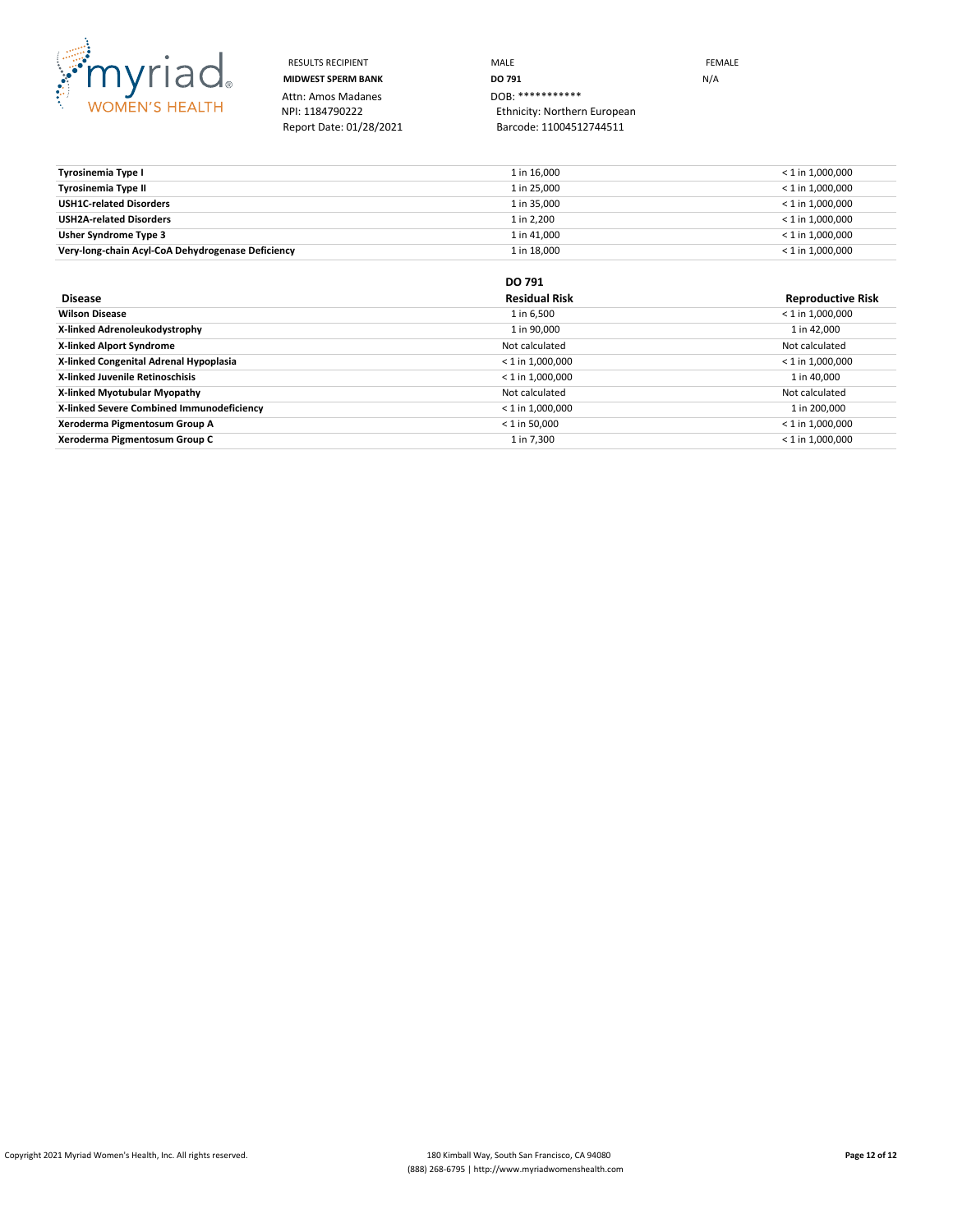RESULTS RECIPIENT
**MIDWEST SPERM BANK**
Attn: Amos Madanes
NPI: 1184790222
Report Date: 01/28/2021

MALE
**DO 791**
DOB: ***********
Ethnicity: Northern European
Barcode: 11004512744511

FEMALE
N/A

| | | |
|---|---|---|
| **Tyrosinemia Type I** | 1 in 16,000 | < 1 in 1,000,000 |
| **Tyrosinemia Type II** | 1 in 25,000 | < 1 in 1,000,000 |
| **USH1C-related Disorders** | 1 in 35,000 | < 1 in 1,000,000 |
| **USH2A-related Disorders** | 1 in 2,200 | < 1 in 1,000,000 |
| **Usher Syndrome Type 3** | 1 in 41,000 | < 1 in 1,000,000 |
| **Very-long-chain Acyl-CoA Dehydrogenase Deficiency** | 1 in 18,000 | < 1 in 1,000,000 |

| | DO 791 | |
|---|---|---|
| **Disease** | **Residual Risk** | **Reproductive Risk** |
| **Wilson Disease** | 1 in 6,500 | < 1 in 1,000,000 |
| **X-linked Adrenoleukodystrophy** | 1 in 90,000 | 1 in 42,000 |
| **X-linked Alport Syndrome** | Not calculated | Not calculated |
| **X-linked Congenital Adrenal Hypoplasia** | < 1 in 1,000,000 | < 1 in 1,000,000 |
| **X-linked Juvenile Retinoschisis** | < 1 in 1,000,000 | 1 in 40,000 |
| **X-linked Myotubular Myopathy** | Not calculated | Not calculated |
| **X-linked Severe Combined Immunodeficiency** | < 1 in 1,000,000 | 1 in 200,000 |
| **Xeroderma Pigmentosum Group A** | < 1 in 50,000 | < 1 in 1,000,000 |
| **Xeroderma Pigmentosum Group C** | 1 in 7,300 | < 1 in 1,000,000 |